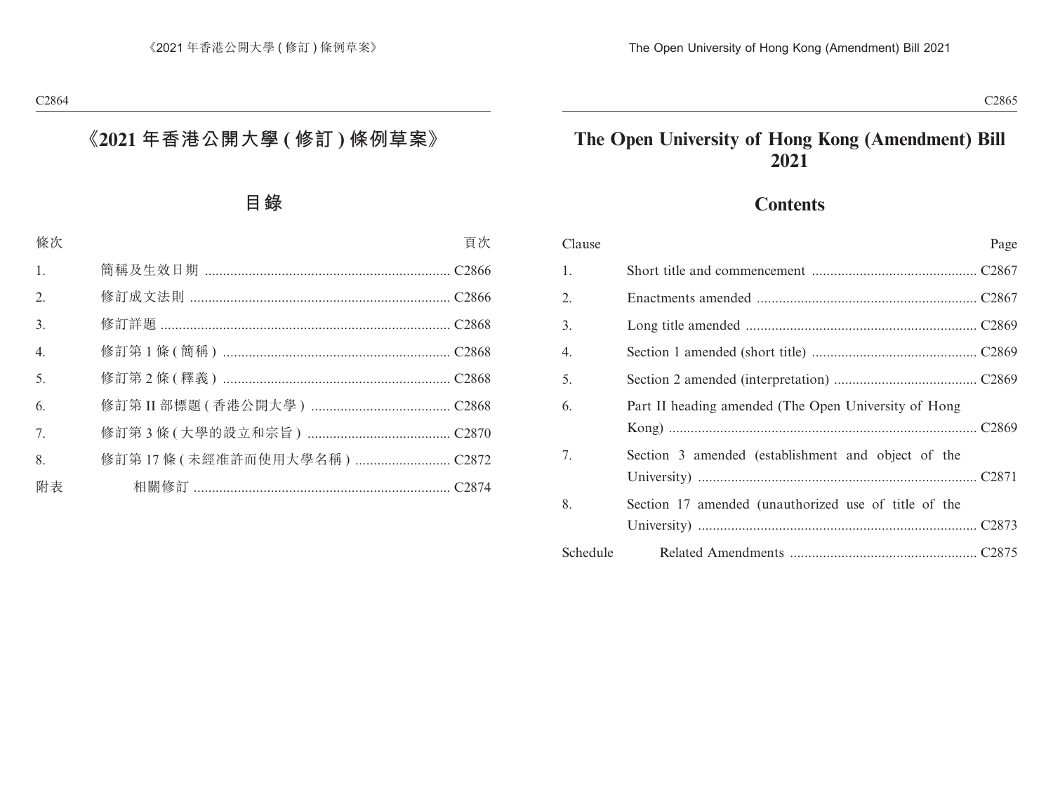# 《2021 年香港公開大學 ( 修訂 ) 條例草案》

## 目錄

| 條次 | | 頁次 |
|---|---|---|
| 1. | 簡稱及生效日期 | C2866 |
| 2. | 修訂成文法則 | C2866 |
| 3. | 修訂詳題 | C2868 |
| 4. | 修訂第 1 條 ( 簡稱 ) | C2868 |
| 5. | 修訂第 2 條 ( 釋義 ) | C2868 |
| 6. | 修訂第 II 部標題 ( 香港公開大學 ) | C2868 |
| 7. | 修訂第 3 條 ( 大學的設立和宗旨 ) | C2870 |
| 8. | 修訂第 17 條 ( 未經准許而使用大學名稱 ) | C2872 |
| 附表 | 相關修訂 | C2874 |

# The Open University of Hong Kong (Amendment) Bill 2021

## Contents

| Clause | | Page |
|---|---|---|
| 1. | Short title and commencement | C2867 |
| 2. | Enactments amended | C2867 |
| 3. | Long title amended | C2869 |
| 4. | Section 1 amended (short title) | C2869 |
| 5. | Section 2 amended (interpretation) | C2869 |
| 6. | Part II heading amended (The Open University of Hong Kong) | C2869 |
| 7. | Section 3 amended (establishment and object of the University) | C2871 |
| 8. | Section 17 amended (unauthorized use of title of the University) | C2873 |
| Schedule | Related Amendments | C2875 |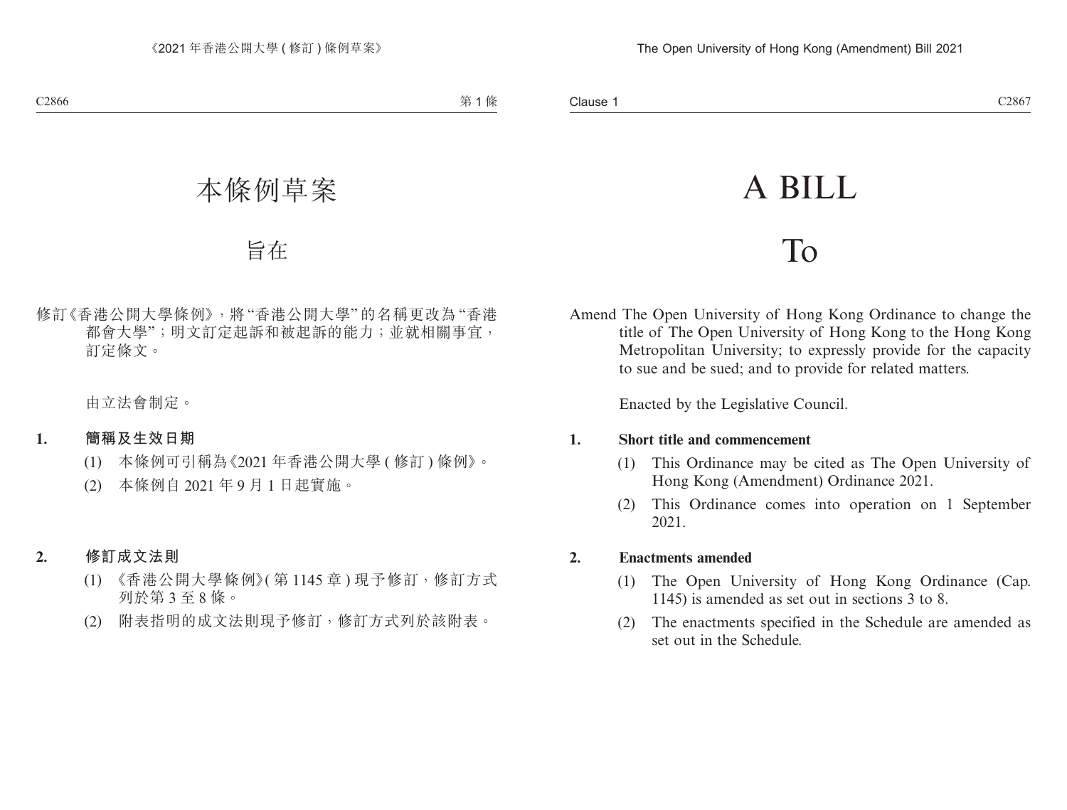# 本條例草案

## 旨在

修訂《香港公開大學條例》，將“香港公開大學”的名稱更改為“香港都會大學”；明文訂定起訴和被起訴的能力；並就相關事宜，訂定條文。

由立法會制定。

**1. 簡稱及生效日期**

(1) 本條例可引稱為《2021 年香港公開大學 ( 修訂 ) 條例》。

(2) 本條例自 2021 年 9 月 1 日起實施。

**2. 修訂成文法則**

(1) 《香港公開大學條例》( 第 1145 章 ) 現予修訂，修訂方式列於第 3 至 8 條。

(2) 附表指明的成文法則現予修訂，修訂方式列於該附表。

# A BILL

## To

Amend The Open University of Hong Kong Ordinance to change the title of The Open University of Hong Kong to the Hong Kong Metropolitan University; to expressly provide for the capacity to sue and be sued; and to provide for related matters.

Enacted by the Legislative Council.

**1. Short title and commencement**

(1) This Ordinance may be cited as The Open University of Hong Kong (Amendment) Ordinance 2021.

(2) This Ordinance comes into operation on 1 September 2021.

**2. Enactments amended**

(1) The Open University of Hong Kong Ordinance (Cap. 1145) is amended as set out in sections 3 to 8.

(2) The enactments specified in the Schedule are amended as set out in the Schedule.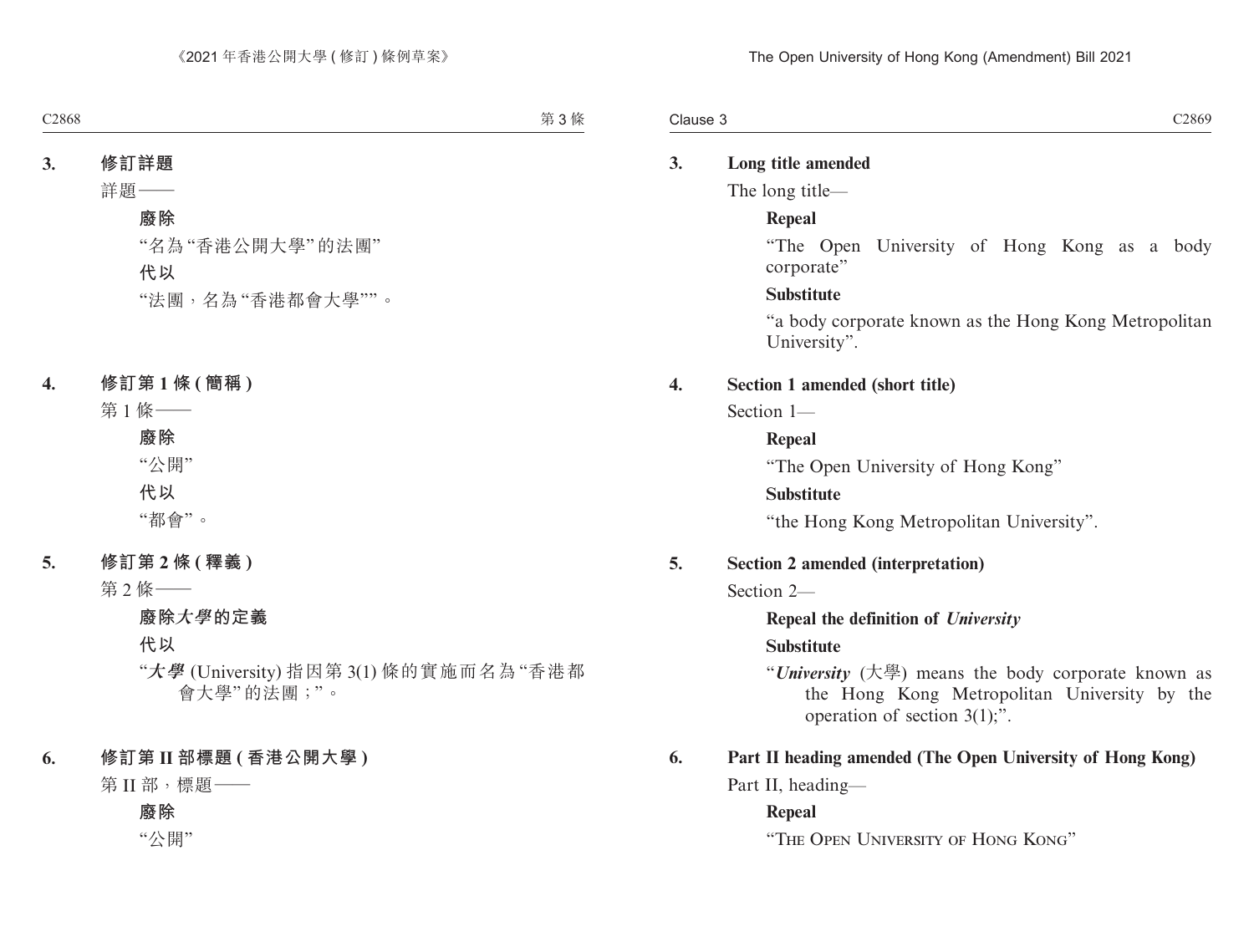**3. 修訂詳題**

詳題——

**廢除**

“名為“香港公開大學”的法團”

**代以**

“法團，名為“香港都會大學””。

**4. 修訂第 1 條 (簡稱)**

第 1 條——

**廢除**

“公開”

**代以**

“都會”。

**5. 修訂第 2 條 (釋義)**

第 2 條——

**廢除*大學*的定義**

**代以**

“***大學*** (University) 指因第 3(1) 條的實施而名為“香港都會大學”的法團；”。

**6. 修訂第 II 部標題 (香港公開大學)**

第 II 部，標題——

**廢除**

“公開”

**3. Long title amended**

The long title—

**Repeal**

“The Open University of Hong Kong as a body corporate”

**Substitute**

“a body corporate known as the Hong Kong Metropolitan University”.

**4. Section 1 amended (short title)**

Section 1—

**Repeal**

“The Open University of Hong Kong”

**Substitute**

“the Hong Kong Metropolitan University”.

**5. Section 2 amended (interpretation)**

Section 2—

**Repeal the definition of *University***

**Substitute**

“***University*** (大學) means the body corporate known as the Hong Kong Metropolitan University by the operation of section 3(1);”.

**6. Part II heading amended (The Open University of Hong Kong)**

Part II, heading—

**Repeal**

“THE OPEN UNIVERSITY OF HONG KONG”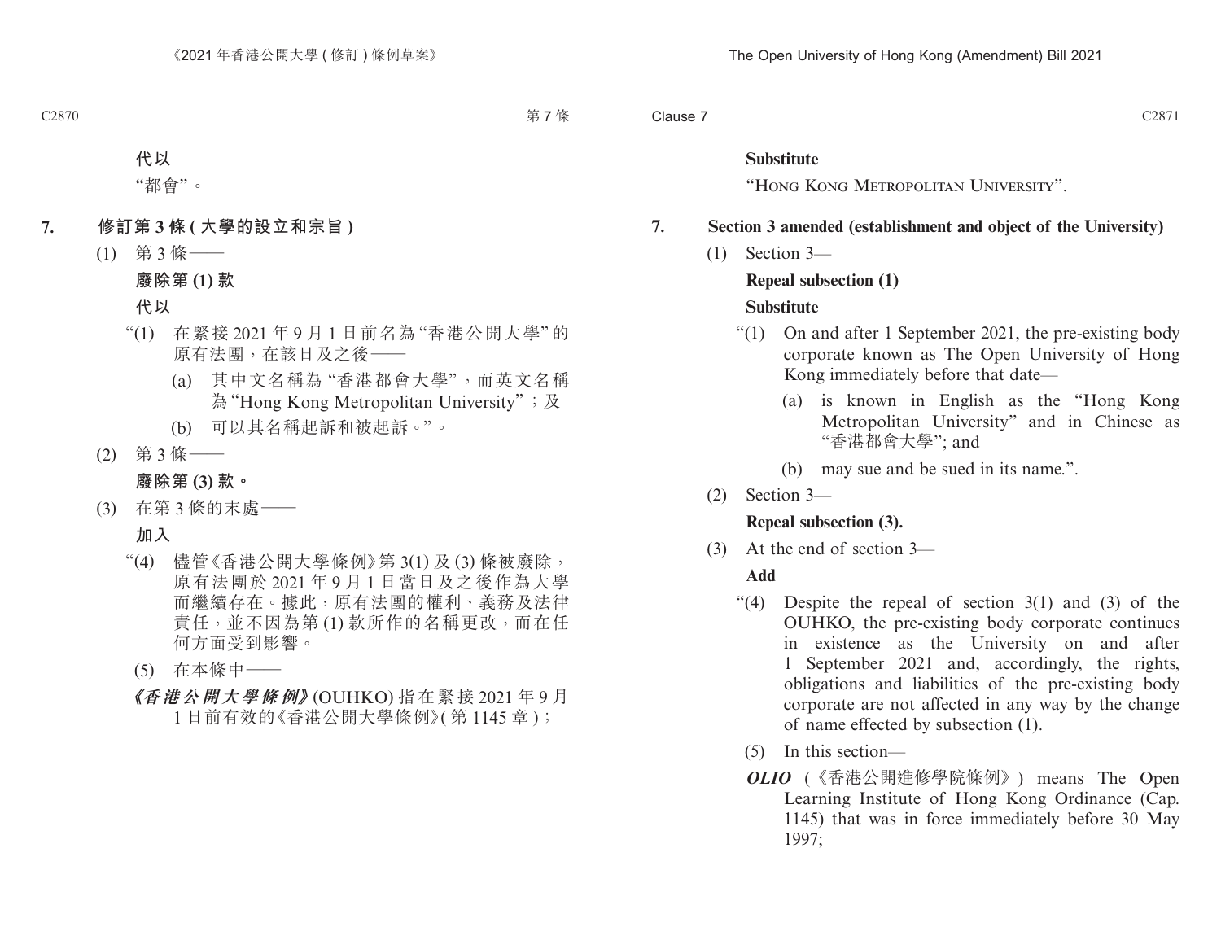**代以**

"都會"。

## 7. 修訂第 3 條 (大學的設立和宗旨)

(1) 第 3 條——

**廢除第 (1) 款**

**代以**

"(1) 在緊接 2021 年 9 月 1 日前名為"香港公開大學"的原有法團，在該日及之後——

(a) 其中文名稱為"香港都會大學"，而英文名稱為"Hong Kong Metropolitan University"；及

(b) 可以其名稱起訴和被起訴。"。

(2) 第 3 條——

**廢除第 (3) 款。**

(3) 在第 3 條的末處——

**加入**

"(4) 儘管《香港公開大學條例》第 3(1) 及 (3) 條被廢除，原有法團於 2021 年 9 月 1 日當日及之後作為大學而繼續存在。據此，原有法團的權利、義務及法律責任，並不因為第 (1) 款所作的名稱更改，而在任何方面受到影響。

(5) 在本條中——

***《香港公開大學條例》*** (OUHKO) 指在緊接 2021 年 9 月 1 日前有效的《香港公開大學條例》(第 1145 章)；

**Substitute**

"Hong Kong Metropolitan University".

## 7. Section 3 amended (establishment and object of the University)

(1) Section 3—

**Repeal subsection (1)**

**Substitute**

"(1) On and after 1 September 2021, the pre-existing body corporate known as The Open University of Hong Kong immediately before that date—

(a) is known in English as the "Hong Kong Metropolitan University" and in Chinese as "香港都會大學"; and

(b) may sue and be sued in its name.".

(2) Section 3—

**Repeal subsection (3).**

(3) At the end of section 3—

**Add**

"(4) Despite the repeal of section 3(1) and (3) of the OUHKO, the pre-existing body corporate continues in existence as the University on and after 1 September 2021 and, accordingly, the rights, obligations and liabilities of the pre-existing body corporate are not affected in any way by the change of name effected by subsection (1).

(5) In this section—

***OLIO*** (《香港公開進修學院條例》) means The Open Learning Institute of Hong Kong Ordinance (Cap. 1145) that was in force immediately before 30 May 1997;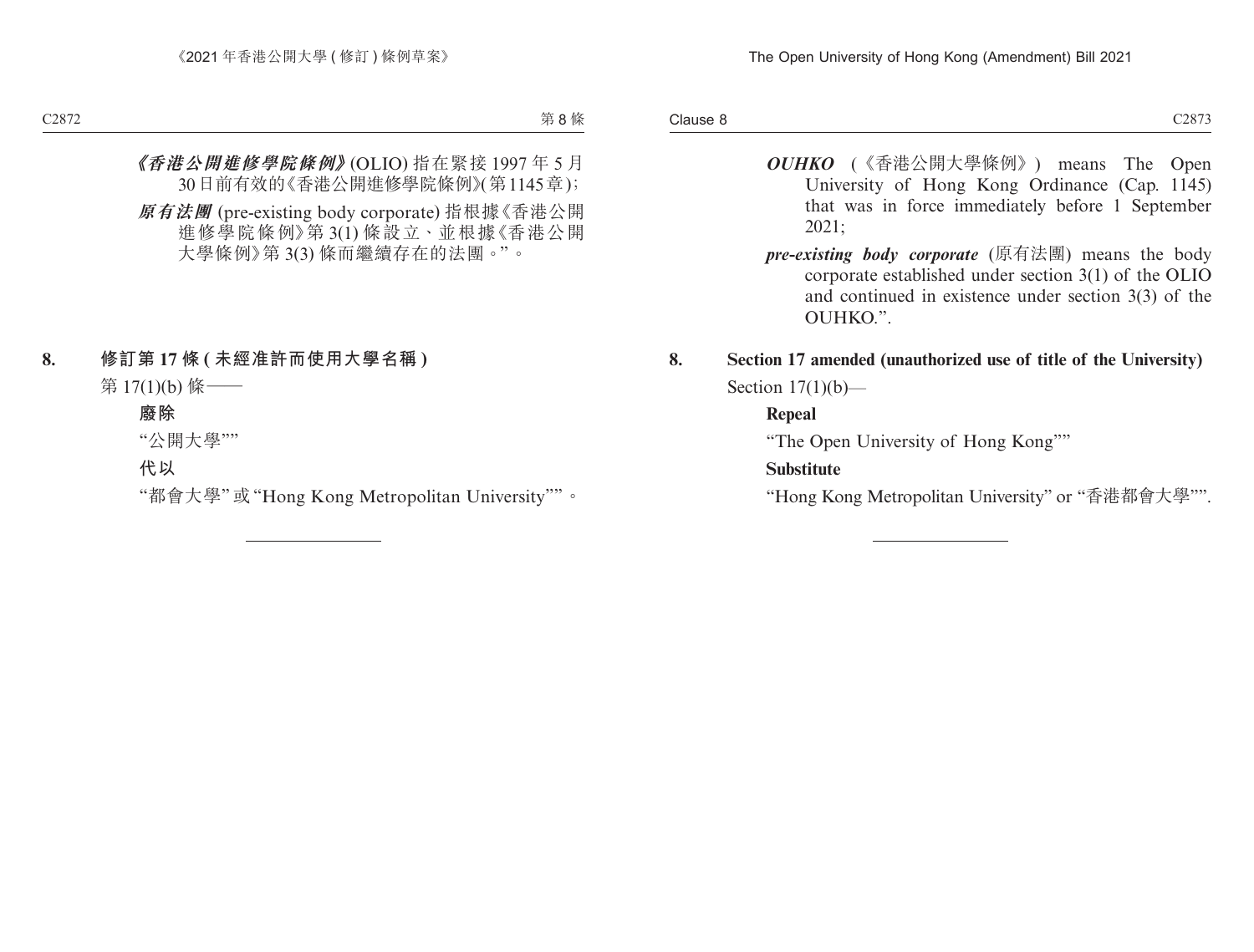***《香港公開進修學院條例》*** (OLIO) 指在緊接 1997 年 5 月 30 日前有效的《香港公開進修學院條例》(第 1145 章)；

***原有法團*** (pre-existing body corporate) 指根據《香港公開進修學院條例》第 3(1) 條設立、並根據《香港公開大學條例》第 3(3) 條而繼續存在的法團。”。

## 8. 修訂第 17 條 (未經准許而使用大學名稱)

第 17(1)(b) 條——

**廢除**

“公開大學””

**代以**

“都會大學” 或 “Hong Kong Metropolitan University””。

***OUHKO*** (《香港公開大學條例》) means The Open University of Hong Kong Ordinance (Cap. 1145) that was in force immediately before 1 September 2021;

***pre-existing body corporate*** (原有法團) means the body corporate established under section 3(1) of the OLIO and continued in existence under section 3(3) of the OUHKO.”.

## 8. Section 17 amended (unauthorized use of title of the University)

Section 17(1)(b)—

**Repeal**

“The Open University of Hong Kong””

**Substitute**

“Hong Kong Metropolitan University” or “香港都會大學””.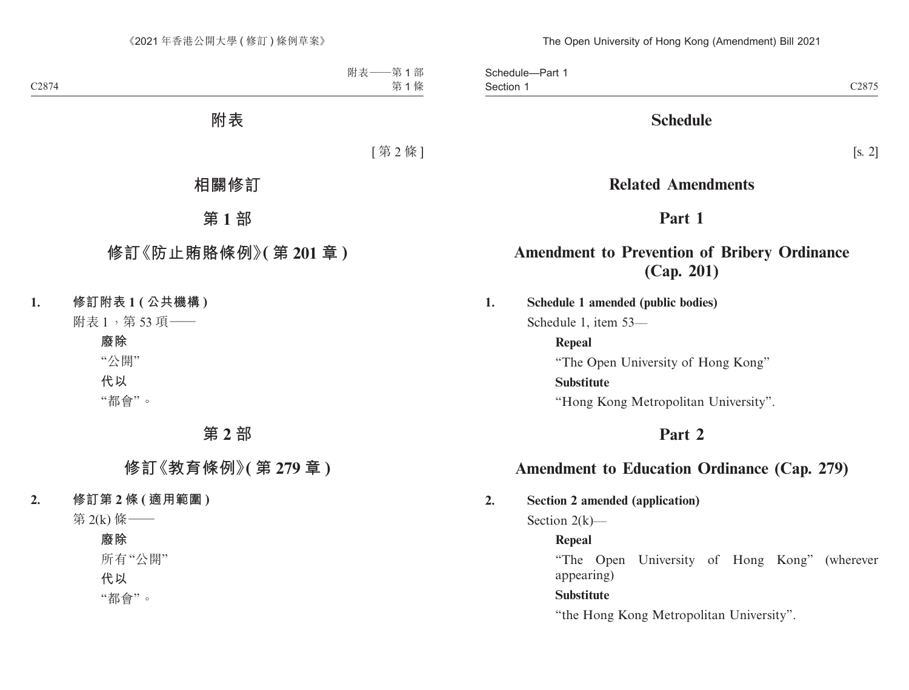# 附表

[第 2 條]

## 相關修訂

## 第 1 部

## 修訂《防止賄賂條例》(第 201 章)

**1. 修訂附表 1 (公共機構)**

附表 1，第 53 項——

**廢除**

“公開”

**代以**

“都會”。

## 第 2 部

## 修訂《教育條例》(第 279 章)

**2. 修訂第 2 條 (適用範圍)**

第 2(k) 條——

**廢除**

所有“公開”

**代以**

“都會”。

# Schedule

[s. 2]

## Related Amendments

## Part 1

## Amendment to Prevention of Bribery Ordinance (Cap. 201)

**1. Schedule 1 amended (public bodies)**

Schedule 1, item 53—

**Repeal**

“The Open University of Hong Kong”

**Substitute**

“Hong Kong Metropolitan University”.

## Part 2

## Amendment to Education Ordinance (Cap. 279)

**2. Section 2 amended (application)**

Section 2(k)—

**Repeal**

“The Open University of Hong Kong” (wherever appearing)

**Substitute**

“the Hong Kong Metropolitan University”.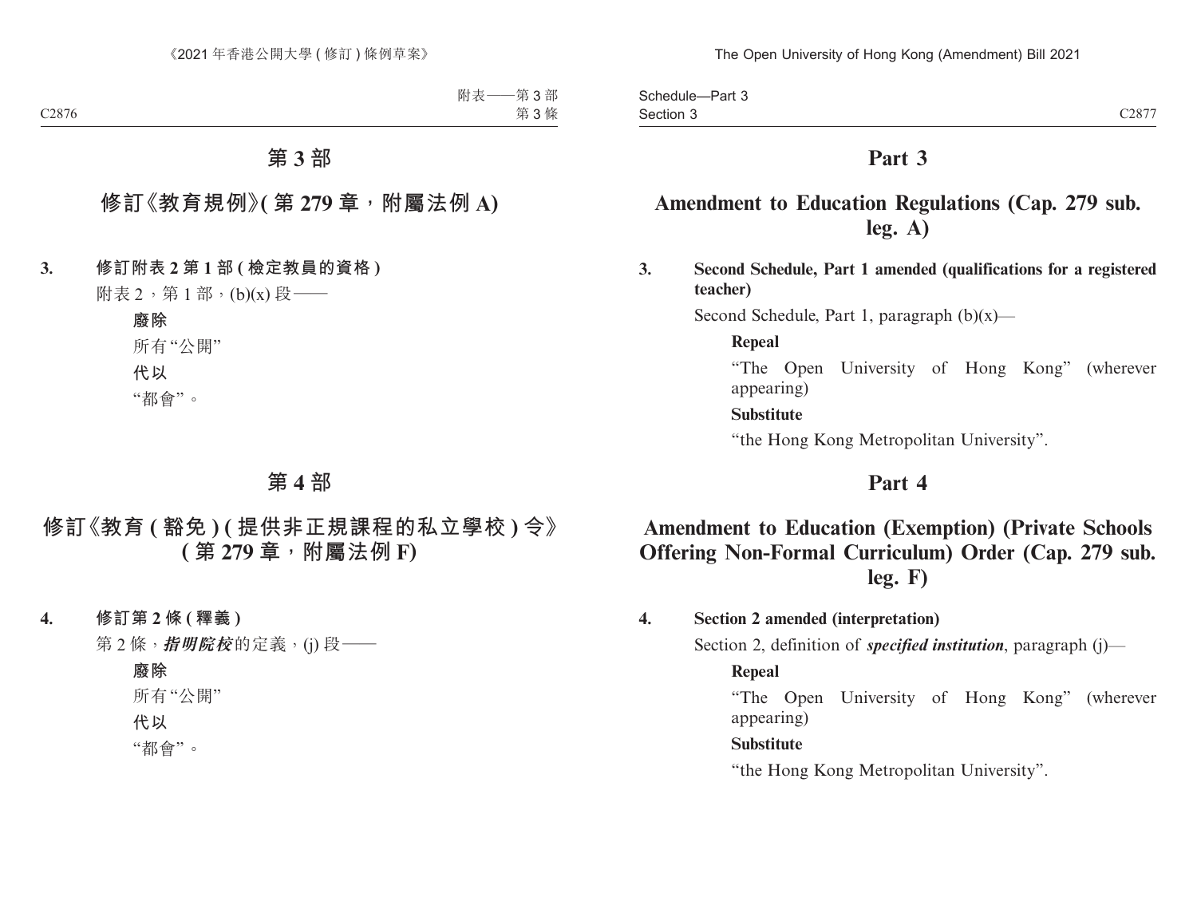# 第 3 部

## 修訂《教育規例》(第 279 章，附屬法例 A)

**3. 修訂附表 2 第 1 部 (檢定教員的資格)**

附表 2，第 1 部，(b)(x) 段——

**廢除**

所有“公開”

**代以**

“都會”。

# 第 4 部

## 修訂《教育 (豁免) (提供非正規課程的私立學校) 令》(第 279 章，附屬法例 F)

**4. 修訂第 2 條 (釋義)**

第 2 條，***指明院校***的定義，(j) 段——

**廢除**

所有“公開”

**代以**

“都會”。

# Part 3

## Amendment to Education Regulations (Cap. 279 sub. leg. A)

**3. Second Schedule, Part 1 amended (qualifications for a registered teacher)**

Second Schedule, Part 1, paragraph (b)(x)—

**Repeal**

“The Open University of Hong Kong” (wherever appearing)

**Substitute**

“the Hong Kong Metropolitan University”.

# Part 4

## Amendment to Education (Exemption) (Private Schools Offering Non-Formal Curriculum) Order (Cap. 279 sub. leg. F)

**4. Section 2 amended (interpretation)**

Section 2, definition of ***specified institution***, paragraph (j)—

**Repeal**

“The Open University of Hong Kong” (wherever appearing)

**Substitute**

“the Hong Kong Metropolitan University”.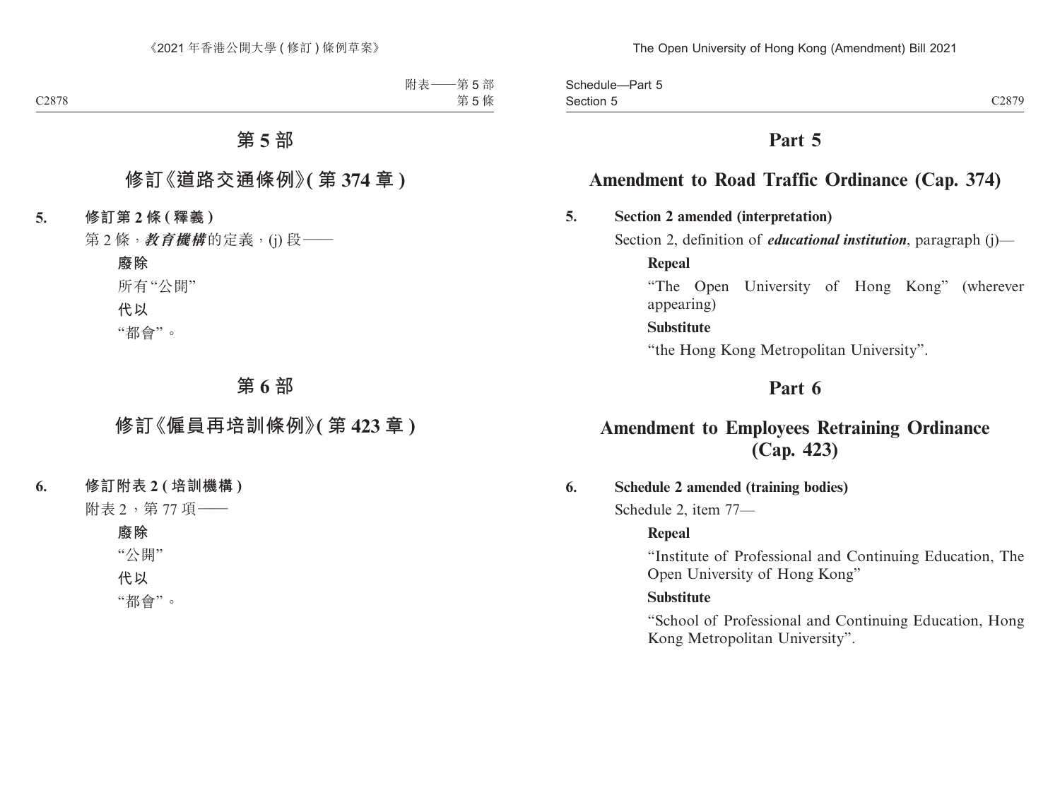# 第 5 部

## 修訂《道路交通條例》( 第 374 章 )

**5. 修訂第 2 條 ( 釋義 )**

第 2 條，***教育機構***的定義，(j) 段——

**廢除**

所有“公開”

**代以**

“都會”。

# 第 6 部

## 修訂《僱員再培訓條例》( 第 423 章 )

**6. 修訂附表 2 ( 培訓機構 )**

附表 2，第 77 項——

**廢除**

“公開”

**代以**

“都會”。

# Part 5

## Amendment to Road Traffic Ordinance (Cap. 374)

**5. Section 2 amended (interpretation)**

Section 2, definition of ***educational institution***, paragraph (j)—

**Repeal**

“The Open University of Hong Kong” (wherever appearing)

**Substitute**

“the Hong Kong Metropolitan University”.

# Part 6

## Amendment to Employees Retraining Ordinance (Cap. 423)

**6. Schedule 2 amended (training bodies)**

Schedule 2, item 77—

**Repeal**

“Institute of Professional and Continuing Education, The Open University of Hong Kong”

**Substitute**

“School of Professional and Continuing Education, Hong Kong Metropolitan University”.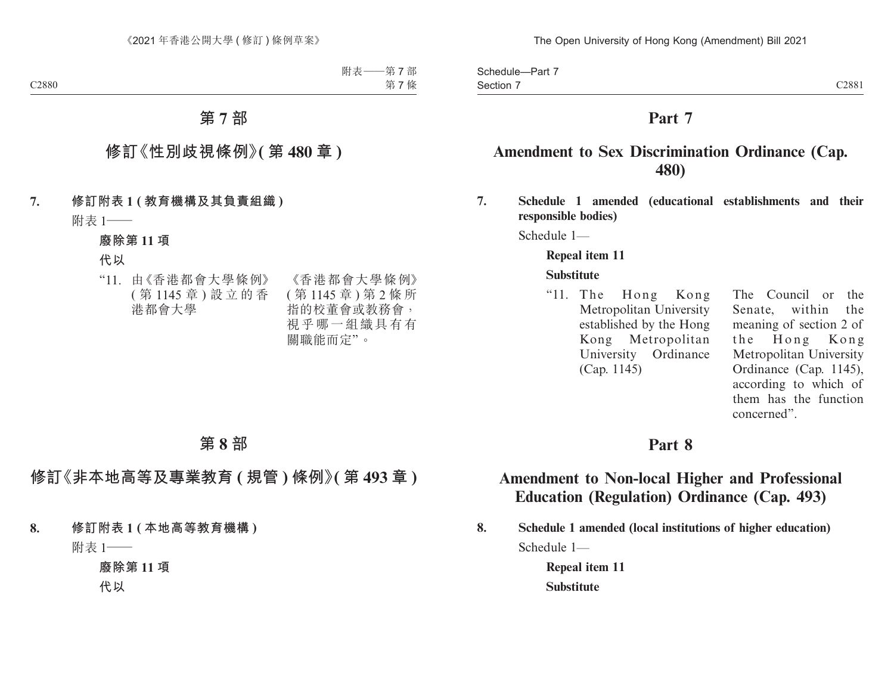# 第 7 部

## 修訂《性別歧視條例》(第 480 章)

**7. 修訂附表 1 (教育機構及其負責組織)**

附表 1——

**廢除第 11 項**

**代以**

| | |
|---|---|
| “11. 由《香港都會大學條例》(第 1145 章) 設立的香港都會大學 | 《香港都會大學條例》(第 1145 章) 第 2 條所指的校董會或教務會，視乎哪一組織具有有關職能而定”。 |

# 第 8 部

## 修訂《非本地高等及專業教育 (規管) 條例》(第 493 章)

**8. 修訂附表 1 (本地高等教育機構)**

附表 1——

**廢除第 11 項**

**代以**

# Part 7

## Amendment to Sex Discrimination Ordinance (Cap. 480)

**7. Schedule 1 amended (educational establishments and their responsible bodies)**

Schedule 1—

**Repeal item 11**

**Substitute**

| | |
|---|---|
| “11. The Hong Kong Metropolitan University established by the Hong Kong Metropolitan University Ordinance (Cap. 1145) | The Council or the Senate, within the meaning of section 2 of the Hong Kong Metropolitan University Ordinance (Cap. 1145), according to which of them has the function concerned”. |

# Part 8

## Amendment to Non-local Higher and Professional Education (Regulation) Ordinance (Cap. 493)

**8. Schedule 1 amended (local institutions of higher education)**

Schedule 1—

**Repeal item 11**

**Substitute**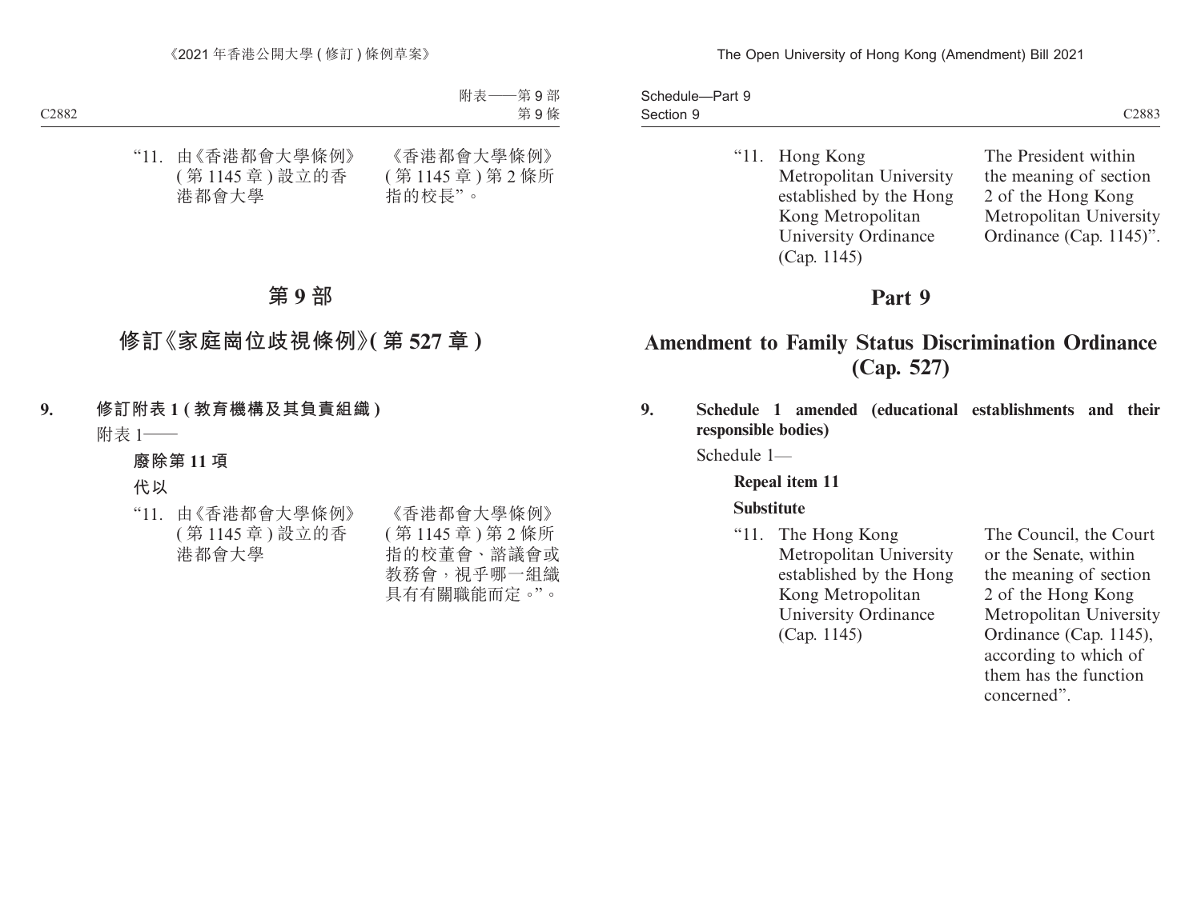“11. 由《香港都會大學條例》(第 1145 章) 設立的香港都會大學 | 《香港都會大學條例》(第 1145 章) 第 2 條所指的校長”。

# 第 9 部

## 修訂《家庭崗位歧視條例》(第 527 章)

**9. 修訂附表 1 (教育機構及其負責組織)**

附表 1——

**廢除第 11 項**

**代以**

“11. 由《香港都會大學條例》(第 1145 章) 設立的香港都會大學 | 《香港都會大學條例》(第 1145 章) 第 2 條所指的校董會、諮議會或教務會，視乎哪一組織具有有關職能而定。”。

“11. Hong Kong Metropolitan University established by the Hong Kong Metropolitan University Ordinance (Cap. 1145) | The President within the meaning of section 2 of the Hong Kong Metropolitan University Ordinance (Cap. 1145)”.

# Part 9

## Amendment to Family Status Discrimination Ordinance (Cap. 527)

**9. Schedule 1 amended (educational establishments and their responsible bodies)**

Schedule 1—

**Repeal item 11**

**Substitute**

“11. The Hong Kong Metropolitan University established by the Hong Kong Metropolitan University Ordinance (Cap. 1145) | The Council, the Court or the Senate, within the meaning of section 2 of the Hong Kong Metropolitan University Ordinance (Cap. 1145), according to which of them has the function concerned”.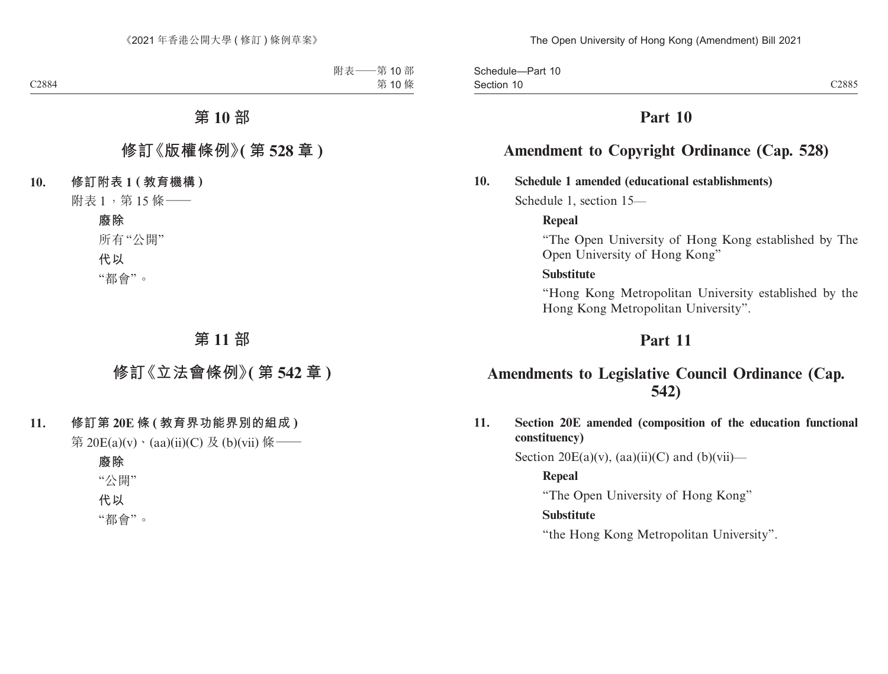# 第 10 部

## 修訂《版權條例》(第 528 章)

**10. 修訂附表 1 (教育機構)**

附表 1，第 15 條——

**廢除**

所有“公開”

**代以**

“都會”。

# 第 11 部

## 修訂《立法會條例》(第 542 章)

**11. 修訂第 20E 條 (教育界功能界別的組成)**

第 20E(a)(v)、(aa)(ii)(C) 及 (b)(vii) 條——

**廢除**

“公開”

**代以**

“都會”。

# Part 10

## Amendment to Copyright Ordinance (Cap. 528)

**10. Schedule 1 amended (educational establishments)**

Schedule 1, section 15—

**Repeal**

“The Open University of Hong Kong established by The Open University of Hong Kong”

**Substitute**

“Hong Kong Metropolitan University established by the Hong Kong Metropolitan University”.

# Part 11

## Amendments to Legislative Council Ordinance (Cap. 542)

**11. Section 20E amended (composition of the education functional constituency)**

Section 20E(a)(v), (aa)(ii)(C) and (b)(vii)—

**Repeal**

“The Open University of Hong Kong”

**Substitute**

“the Hong Kong Metropolitan University”.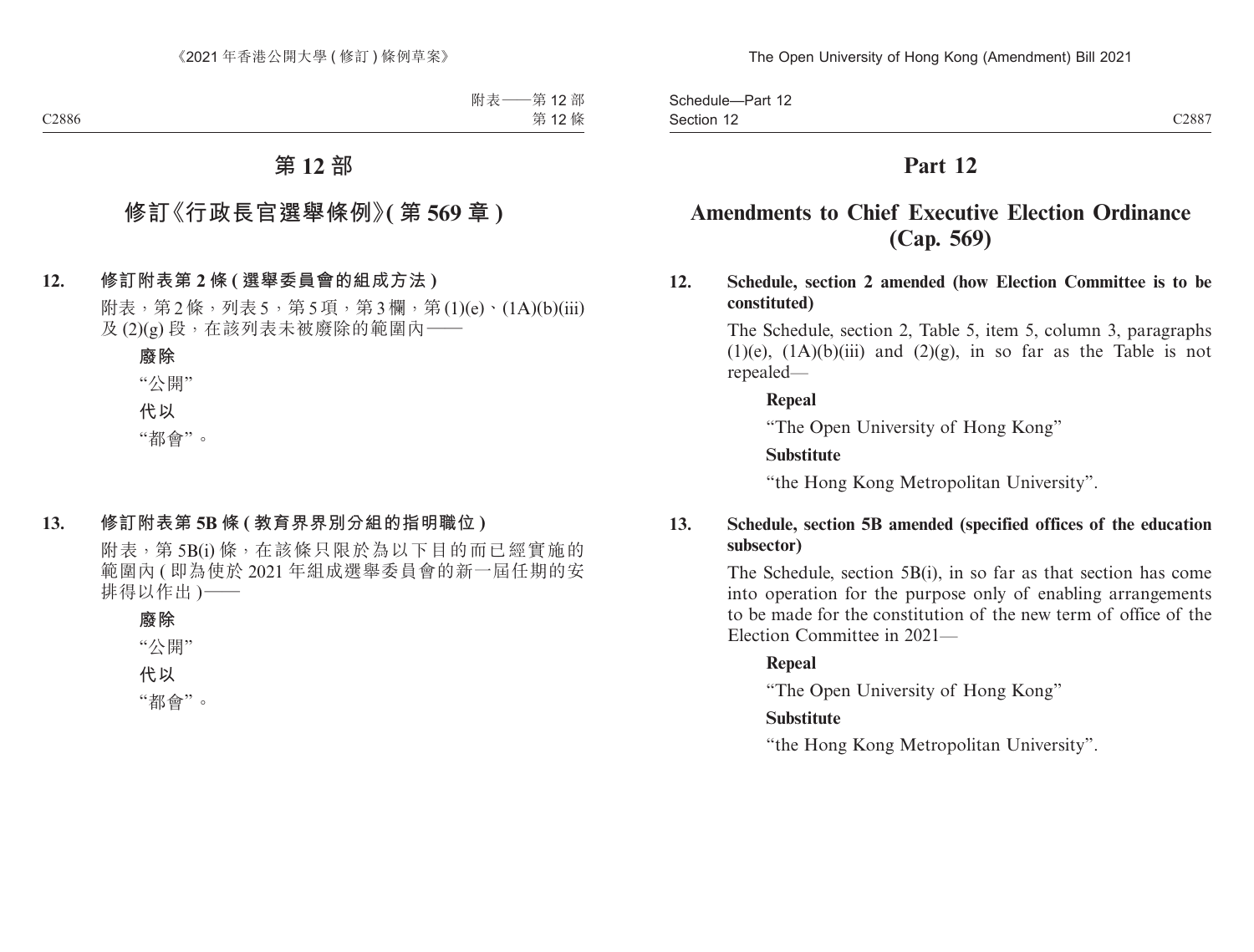# 第 12 部

## 修訂《行政長官選舉條例》(第 569 章)

### 12. 修訂附表第 2 條 (選舉委員會的組成方法)

附表，第 2 條，列表 5，第 5 項，第 3 欄，第 (1)(e)、(1A)(b)(iii) 及 (2)(g) 段，在該列表未被廢除的範圍內——

**廢除**

"公開"

**代以**

"都會"。

### 13. 修訂附表第 5B 條 (教育界界別分組的指明職位)

附表，第 5B(i) 條，在該條只限於為以下目的而已經實施的範圍內 (即為使於 2021 年組成選舉委員會的新一屆任期的安排得以作出)——

**廢除**

"公開"

**代以**

"都會"。

# Part 12

## Amendments to Chief Executive Election Ordinance (Cap. 569)

### 12. Schedule, section 2 amended (how Election Committee is to be constituted)

The Schedule, section 2, Table 5, item 5, column 3, paragraphs (1)(e), (1A)(b)(iii) and (2)(g), in so far as the Table is not repealed—

**Repeal**

"The Open University of Hong Kong"

**Substitute**

"the Hong Kong Metropolitan University".

### 13. Schedule, section 5B amended (specified offices of the education subsector)

The Schedule, section 5B(i), in so far as that section has come into operation for the purpose only of enabling arrangements to be made for the constitution of the new term of office of the Election Committee in 2021—

**Repeal**

"The Open University of Hong Kong"

**Substitute**

"the Hong Kong Metropolitan University".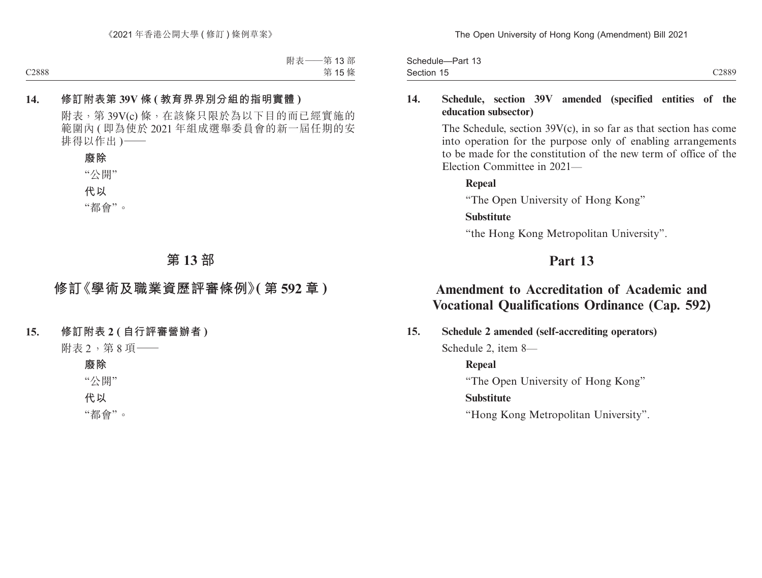**14. 修訂附表第 39V 條 (教育界界別分組的指明實體)**

附表，第 39V(c) 條，在該條只限於為以下目的而已經實施的範圍內 (即為使於 2021 年組成選舉委員會的新一屆任期的安排得以作出)——

**廢除**

“公開”

**代以**

“都會”。

# 第 13 部

## 修訂《學術及職業資歷評審條例》(第 592 章)

**15. 修訂附表 2 (自行評審營辦者)**

附表 2，第 8 項——

**廢除**

“公開”

**代以**

“都會”。

**14. Schedule, section 39V amended (specified entities of the education subsector)**

The Schedule, section 39V(c), in so far as that section has come into operation for the purpose only of enabling arrangements to be made for the constitution of the new term of office of the Election Committee in 2021—

**Repeal**

“The Open University of Hong Kong”

**Substitute**

“the Hong Kong Metropolitan University”.

# Part 13

## Amendment to Accreditation of Academic and Vocational Qualifications Ordinance (Cap. 592)

**15. Schedule 2 amended (self-accrediting operators)**

Schedule 2, item 8—

**Repeal**

“The Open University of Hong Kong”

**Substitute**

“Hong Kong Metropolitan University”.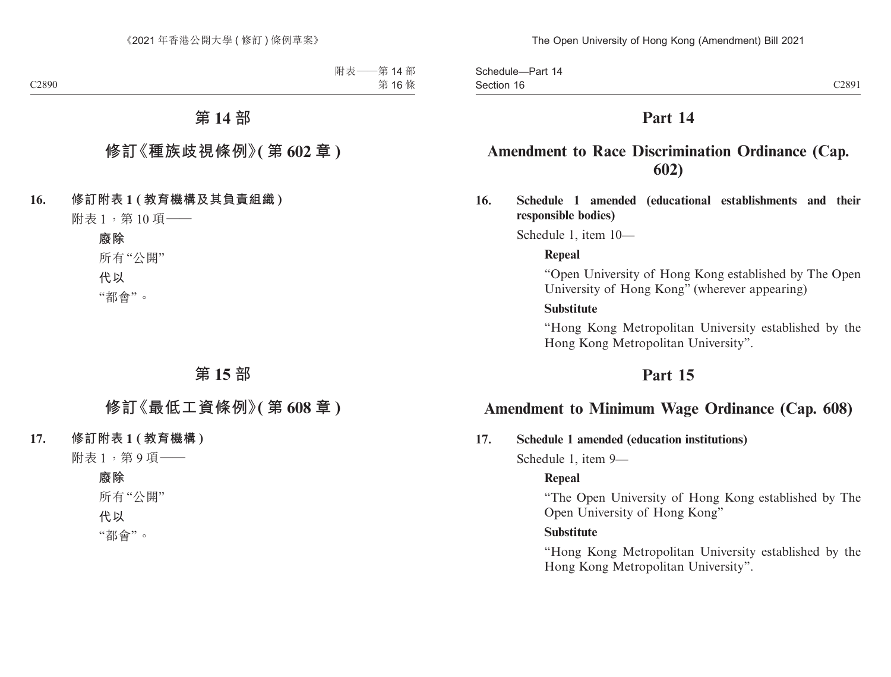# 第 14 部

## 修訂《種族歧視條例》(第 602 章)

**16. 修訂附表 1 (教育機構及其負責組織)**

附表 1，第 10 項——

**廢除**

所有“公開”

**代以**

“都會”。

# 第 15 部

## 修訂《最低工資條例》(第 608 章)

**17. 修訂附表 1 (教育機構)**

附表 1，第 9 項——

**廢除**

所有“公開”

**代以**

“都會”。

# Part 14

## Amendment to Race Discrimination Ordinance (Cap. 602)

**16. Schedule 1 amended (educational establishments and their responsible bodies)**

Schedule 1, item 10—

**Repeal**

“Open University of Hong Kong established by The Open University of Hong Kong” (wherever appearing)

**Substitute**

“Hong Kong Metropolitan University established by the Hong Kong Metropolitan University”.

# Part 15

## Amendment to Minimum Wage Ordinance (Cap. 608)

**17. Schedule 1 amended (education institutions)**

Schedule 1, item 9—

**Repeal**

“The Open University of Hong Kong established by The Open University of Hong Kong”

**Substitute**

“Hong Kong Metropolitan University established by the Hong Kong Metropolitan University”.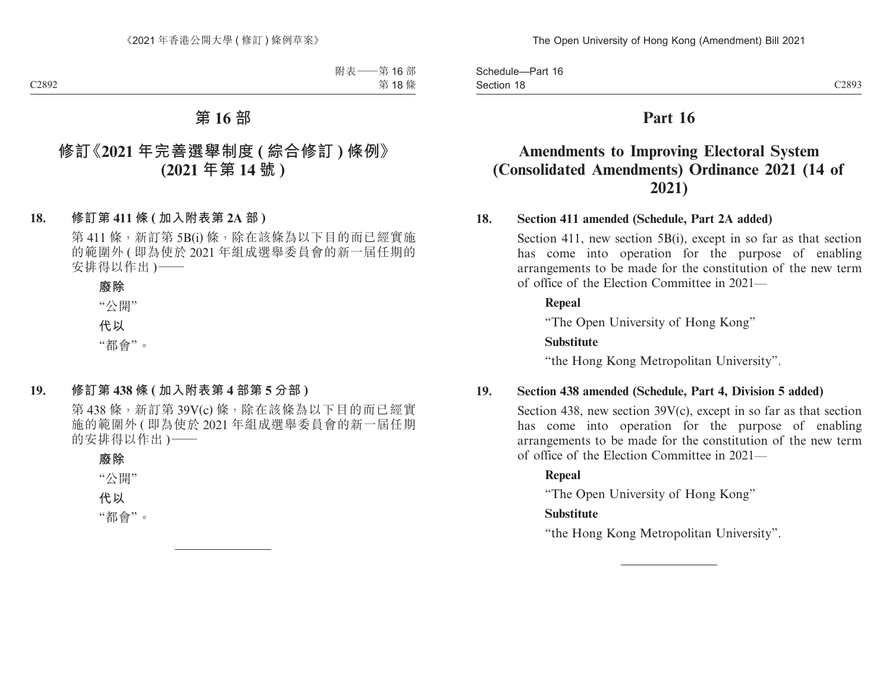# 第 16 部

## 修訂《2021 年完善選舉制度 (綜合修訂) 條例》(2021 年第 14 號)

**18. 修訂第 411 條 (加入附表第 2A 部)**

第 411 條，新訂第 5B(i) 條，除在該條為以下目的而已經實施的範圍外 (即為使於 2021 年組成選舉委員會的新一屆任期的安排得以作出)——

**廢除**

“公開”

**代以**

“都會”。

**19. 修訂第 438 條 (加入附表第 4 部第 5 分部)**

第 438 條，新訂第 39V(c) 條，除在該條為以下目的而已經實施的範圍外 (即為使於 2021 年組成選舉委員會的新一屆任期的安排得以作出)——

**廢除**

“公開”

**代以**

“都會”。

# Part 16

## Amendments to Improving Electoral System (Consolidated Amendments) Ordinance 2021 (14 of 2021)

**18. Section 411 amended (Schedule, Part 2A added)**

Section 411, new section 5B(i), except in so far as that section has come into operation for the purpose of enabling arrangements to be made for the constitution of the new term of office of the Election Committee in 2021—

**Repeal**

“The Open University of Hong Kong”

**Substitute**

“the Hong Kong Metropolitan University”.

**19. Section 438 amended (Schedule, Part 4, Division 5 added)**

Section 438, new section 39V(c), except in so far as that section has come into operation for the purpose of enabling arrangements to be made for the constitution of the new term of office of the Election Committee in 2021—

**Repeal**

“The Open University of Hong Kong”

**Substitute**

“the Hong Kong Metropolitan University”.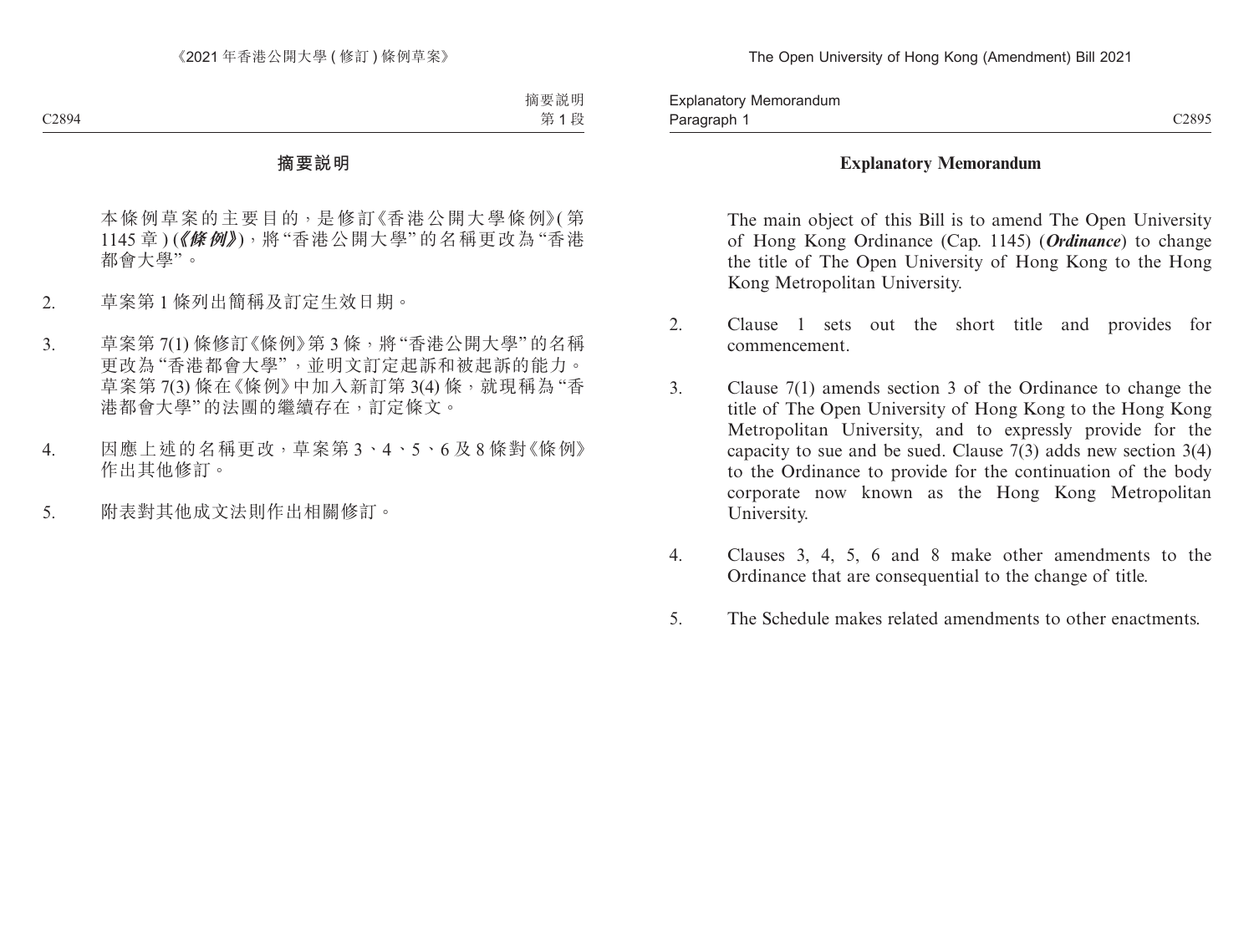## 摘要說明

本條例草案的主要目的，是修訂《香港公開大學條例》(第 1145 章) (***《條例》***)，將“香港公開大學”的名稱更改為“香港都會大學”。

2. 草案第 1 條列出簡稱及訂定生效日期。

3. 草案第 7(1) 條修訂《條例》第 3 條，將“香港公開大學”的名稱更改為“香港都會大學”，並明文訂定起訴和被起訴的能力。草案第 7(3) 條在《條例》中加入新訂第 3(4) 條，就現稱為“香港都會大學”的法團的繼續存在，訂定條文。

4. 因應上述的名稱更改，草案第 3、4、5、6 及 8 條對《條例》作出其他修訂。

5. 附表對其他成文法則作出相關修訂。

## Explanatory Memorandum

The main object of this Bill is to amend The Open University of Hong Kong Ordinance (Cap. 1145) (***Ordinance***) to change the title of The Open University of Hong Kong to the Hong Kong Metropolitan University.

2. Clause 1 sets out the short title and provides for commencement.

3. Clause 7(1) amends section 3 of the Ordinance to change the title of The Open University of Hong Kong to the Hong Kong Metropolitan University, and to expressly provide for the capacity to sue and be sued. Clause 7(3) adds new section 3(4) to the Ordinance to provide for the continuation of the body corporate now known as the Hong Kong Metropolitan University.

4. Clauses 3, 4, 5, 6 and 8 make other amendments to the Ordinance that are consequential to the change of title.

5. The Schedule makes related amendments to other enactments.